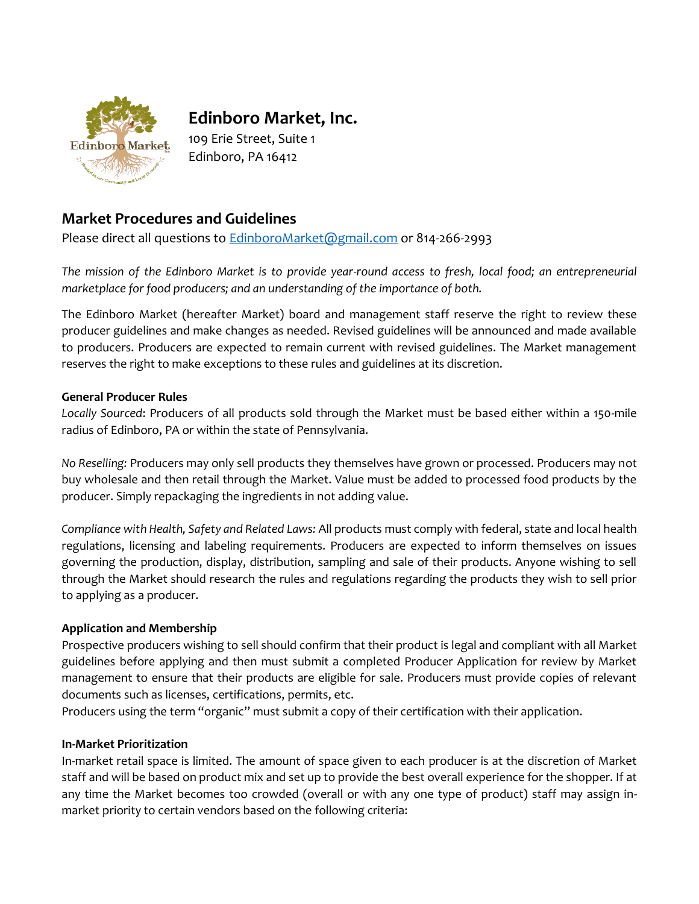# Edinboro Market, Inc.

109 Erie Street, Suite 1
Edinboro, PA 16412

## Market Procedures and Guidelines

Please direct all questions to [EdinboroMarket@gmail.com](mailto:EdinboroMarket@gmail.com) or 814-266-2993

*The mission of the Edinboro Market is to provide year-round access to fresh, local food; an entrepreneurial marketplace for food producers; and an understanding of the importance of both.*

The Edinboro Market (hereafter Market) board and management staff reserve the right to review these producer guidelines and make changes as needed. Revised guidelines will be announced and made available to producers. Producers are expected to remain current with revised guidelines. The Market management reserves the right to make exceptions to these rules and guidelines at its discretion.

**General Producer Rules**

*Locally Sourced*: Producers of all products sold through the Market must be based either within a 150-mile radius of Edinboro, PA or within the state of Pennsylvania.

*No Reselling:* Producers may only sell products they themselves have grown or processed. Producers may not buy wholesale and then retail through the Market. Value must be added to processed food products by the producer. Simply repackaging the ingredients in not adding value.

*Compliance with Health, Safety and Related Laws:* All products must comply with federal, state and local health regulations, licensing and labeling requirements. Producers are expected to inform themselves on issues governing the production, display, distribution, sampling and sale of their products. Anyone wishing to sell through the Market should research the rules and regulations regarding the products they wish to sell prior to applying as a producer.

**Application and Membership**

Prospective producers wishing to sell should confirm that their product is legal and compliant with all Market guidelines before applying and then must submit a completed Producer Application for review by Market management to ensure that their products are eligible for sale. Producers must provide copies of relevant documents such as licenses, certifications, permits, etc.
Producers using the term "organic" must submit a copy of their certification with their application.

**In-Market Prioritization**

In-market retail space is limited. The amount of space given to each producer is at the discretion of Market staff and will be based on product mix and set up to provide the best overall experience for the shopper. If at any time the Market becomes too crowded (overall or with any one type of product) staff may assign in-market priority to certain vendors based on the following criteria: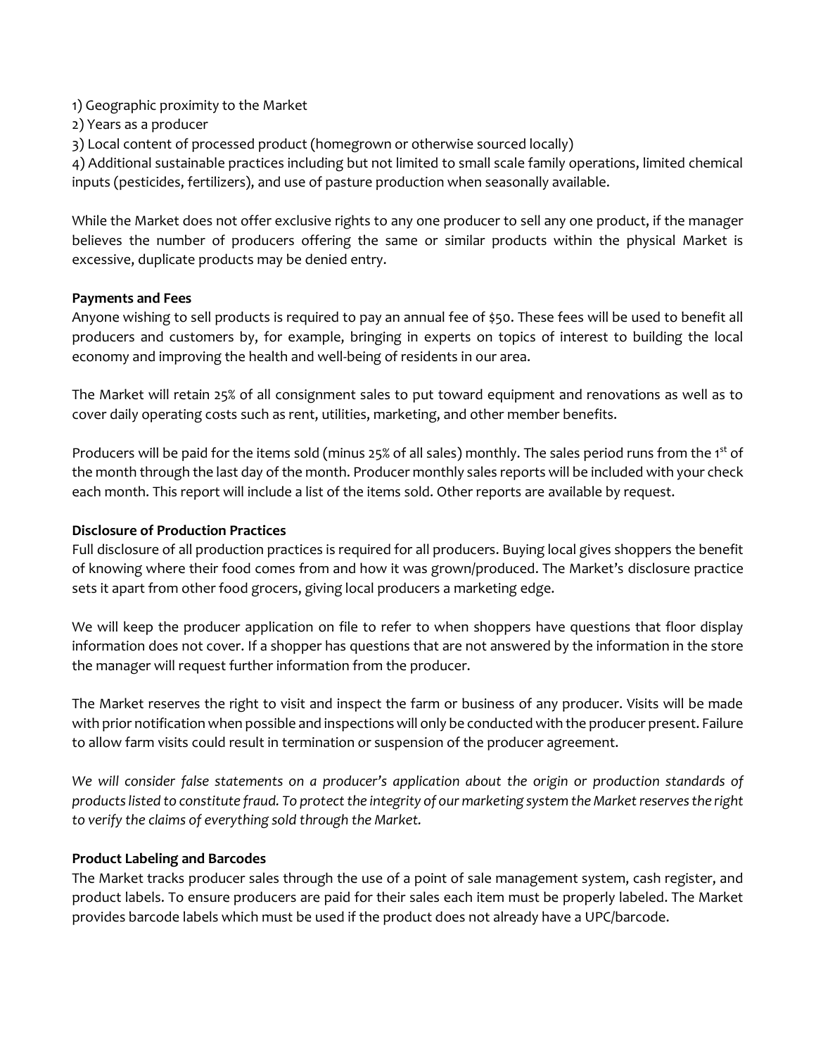1) Geographic proximity to the Market
2) Years as a producer
3) Local content of processed product (homegrown or otherwise sourced locally)
4) Additional sustainable practices including but not limited to small scale family operations, limited chemical inputs (pesticides, fertilizers), and use of pasture production when seasonally available.

While the Market does not offer exclusive rights to any one producer to sell any one product, if the manager believes the number of producers offering the same or similar products within the physical Market is excessive, duplicate products may be denied entry.

**Payments and Fees**

Anyone wishing to sell products is required to pay an annual fee of $50. These fees will be used to benefit all producers and customers by, for example, bringing in experts on topics of interest to building the local economy and improving the health and well-being of residents in our area.

The Market will retain 25% of all consignment sales to put toward equipment and renovations as well as to cover daily operating costs such as rent, utilities, marketing, and other member benefits.

Producers will be paid for the items sold (minus 25% of all sales) monthly. The sales period runs from the 1st of the month through the last day of the month. Producer monthly sales reports will be included with your check each month. This report will include a list of the items sold. Other reports are available by request.

**Disclosure of Production Practices**

Full disclosure of all production practices is required for all producers. Buying local gives shoppers the benefit of knowing where their food comes from and how it was grown/produced. The Market's disclosure practice sets it apart from other food grocers, giving local producers a marketing edge.

We will keep the producer application on file to refer to when shoppers have questions that floor display information does not cover. If a shopper has questions that are not answered by the information in the store the manager will request further information from the producer.

The Market reserves the right to visit and inspect the farm or business of any producer. Visits will be made with prior notification when possible and inspections will only be conducted with the producer present. Failure to allow farm visits could result in termination or suspension of the producer agreement.

*We will consider false statements on a producer's application about the origin or production standards of products listed to constitute fraud. To protect the integrity of our marketing system the Market reserves the right to verify the claims of everything sold through the Market.*

**Product Labeling and Barcodes**

The Market tracks producer sales through the use of a point of sale management system, cash register, and product labels. To ensure producers are paid for their sales each item must be properly labeled. The Market provides barcode labels which must be used if the product does not already have a UPC/barcode.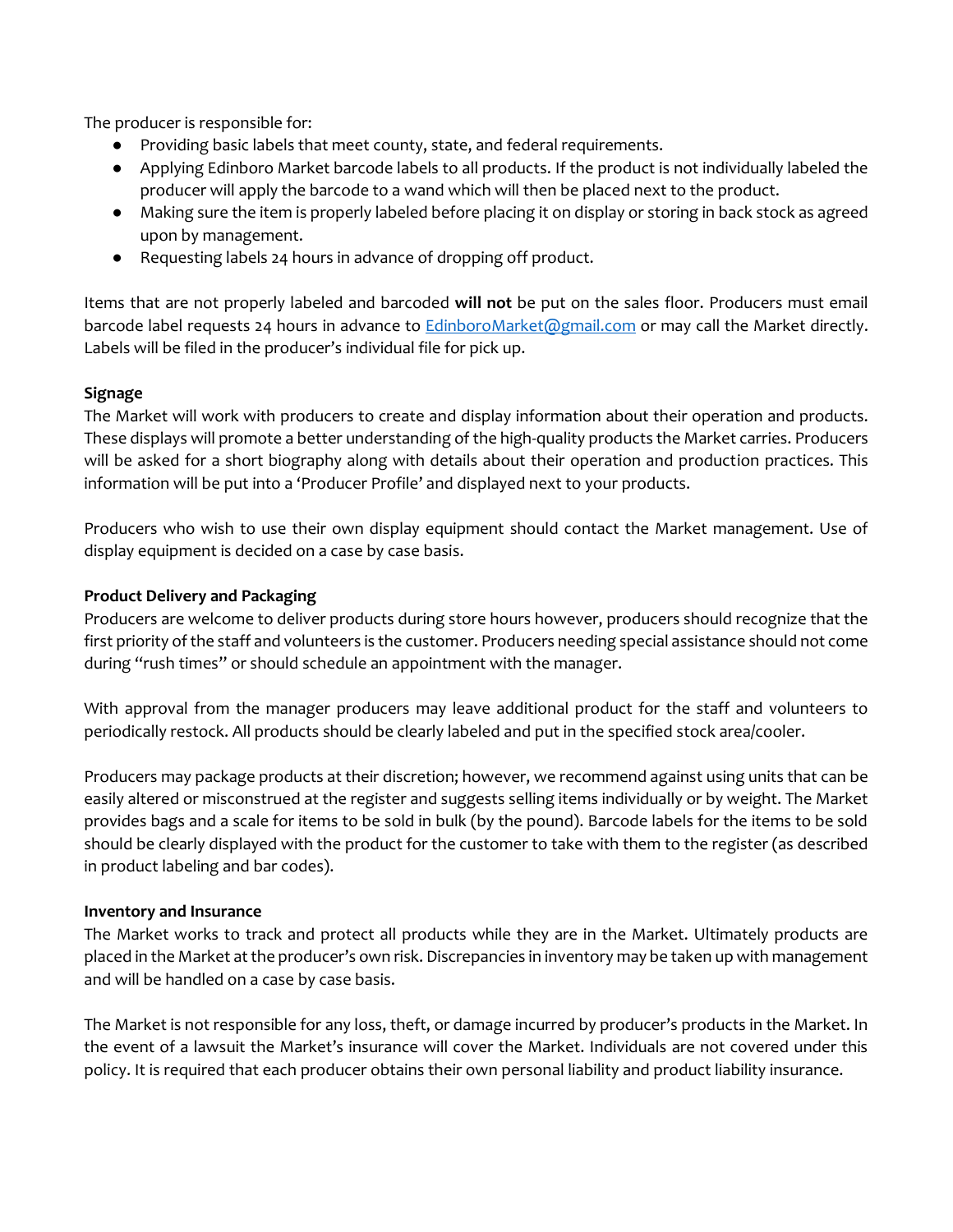The producer is responsible for:

- Providing basic labels that meet county, state, and federal requirements.
- Applying Edinboro Market barcode labels to all products. If the product is not individually labeled the producer will apply the barcode to a wand which will then be placed next to the product.
- Making sure the item is properly labeled before placing it on display or storing in back stock as agreed upon by management.
- Requesting labels 24 hours in advance of dropping off product.

Items that are not properly labeled and barcoded **will not** be put on the sales floor. Producers must email barcode label requests 24 hours in advance to [EdinboroMarket@gmail.com](mailto:EdinboroMarket@gmail.com) or may call the Market directly. Labels will be filed in the producer's individual file for pick up.

**Signage**

The Market will work with producers to create and display information about their operation and products. These displays will promote a better understanding of the high-quality products the Market carries. Producers will be asked for a short biography along with details about their operation and production practices. This information will be put into a 'Producer Profile' and displayed next to your products.

Producers who wish to use their own display equipment should contact the Market management. Use of display equipment is decided on a case by case basis.

**Product Delivery and Packaging**

Producers are welcome to deliver products during store hours however, producers should recognize that the first priority of the staff and volunteers is the customer. Producers needing special assistance should not come during "rush times" or should schedule an appointment with the manager.

With approval from the manager producers may leave additional product for the staff and volunteers to periodically restock. All products should be clearly labeled and put in the specified stock area/cooler.

Producers may package products at their discretion; however, we recommend against using units that can be easily altered or misconstrued at the register and suggests selling items individually or by weight. The Market provides bags and a scale for items to be sold in bulk (by the pound). Barcode labels for the items to be sold should be clearly displayed with the product for the customer to take with them to the register (as described in product labeling and bar codes).

**Inventory and Insurance**

The Market works to track and protect all products while they are in the Market. Ultimately products are placed in the Market at the producer's own risk. Discrepancies in inventory may be taken up with management and will be handled on a case by case basis.

The Market is not responsible for any loss, theft, or damage incurred by producer's products in the Market. In the event of a lawsuit the Market's insurance will cover the Market. Individuals are not covered under this policy. It is required that each producer obtains their own personal liability and product liability insurance.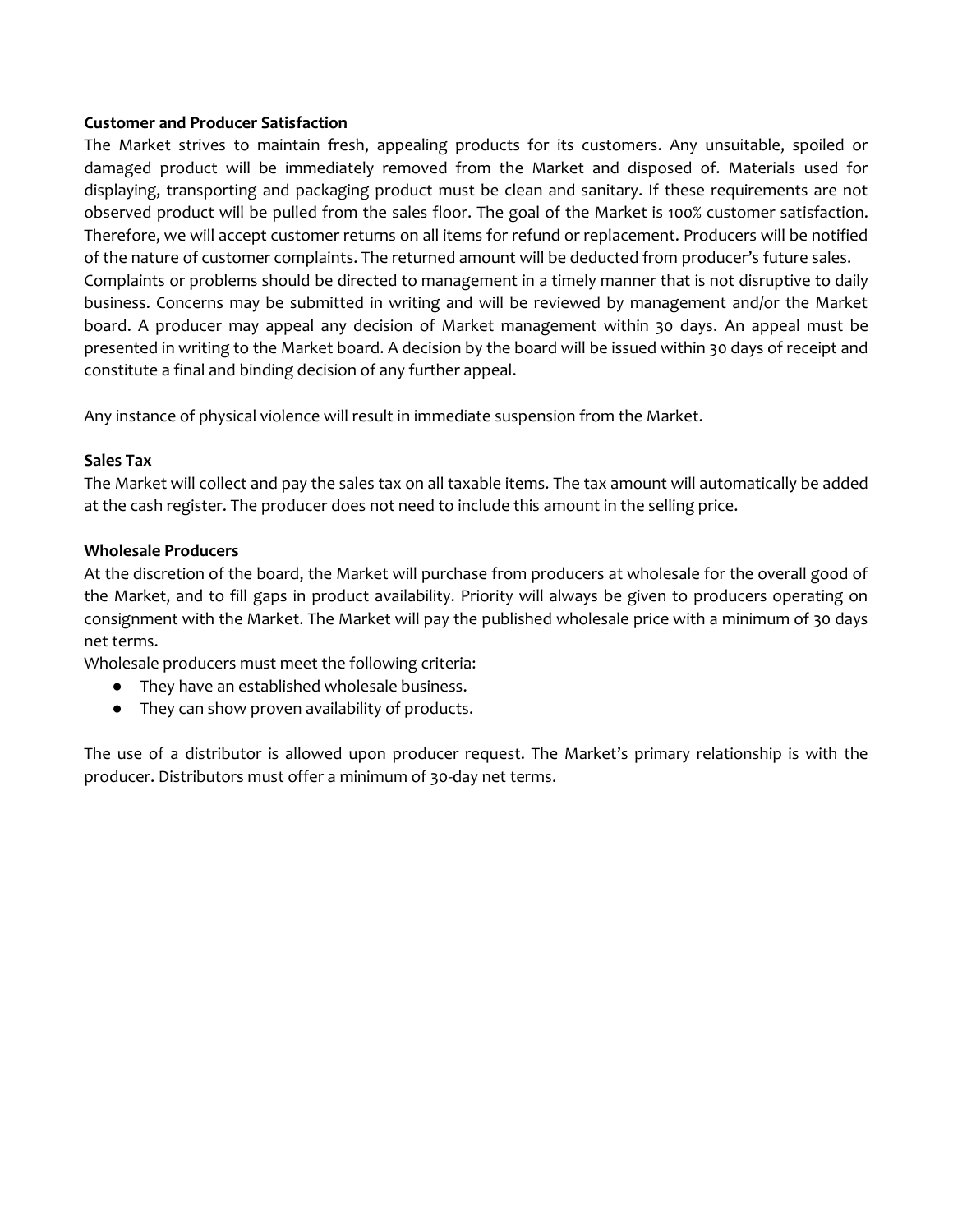**Customer and Producer Satisfaction**

The Market strives to maintain fresh, appealing products for its customers. Any unsuitable, spoiled or damaged product will be immediately removed from the Market and disposed of. Materials used for displaying, transporting and packaging product must be clean and sanitary. If these requirements are not observed product will be pulled from the sales floor. The goal of the Market is 100% customer satisfaction. Therefore, we will accept customer returns on all items for refund or replacement. Producers will be notified of the nature of customer complaints. The returned amount will be deducted from producer's future sales.
Complaints or problems should be directed to management in a timely manner that is not disruptive to daily business. Concerns may be submitted in writing and will be reviewed by management and/or the Market board. A producer may appeal any decision of Market management within 30 days. An appeal must be presented in writing to the Market board. A decision by the board will be issued within 30 days of receipt and constitute a final and binding decision of any further appeal.

Any instance of physical violence will result in immediate suspension from the Market.

**Sales Tax**

The Market will collect and pay the sales tax on all taxable items. The tax amount will automatically be added at the cash register. The producer does not need to include this amount in the selling price.

**Wholesale Producers**

At the discretion of the board, the Market will purchase from producers at wholesale for the overall good of the Market, and to fill gaps in product availability. Priority will always be given to producers operating on consignment with the Market. The Market will pay the published wholesale price with a minimum of 30 days net terms.
Wholesale producers must meet the following criteria:

- They have an established wholesale business.
- They can show proven availability of products.

The use of a distributor is allowed upon producer request. The Market's primary relationship is with the producer. Distributors must offer a minimum of 30-day net terms.